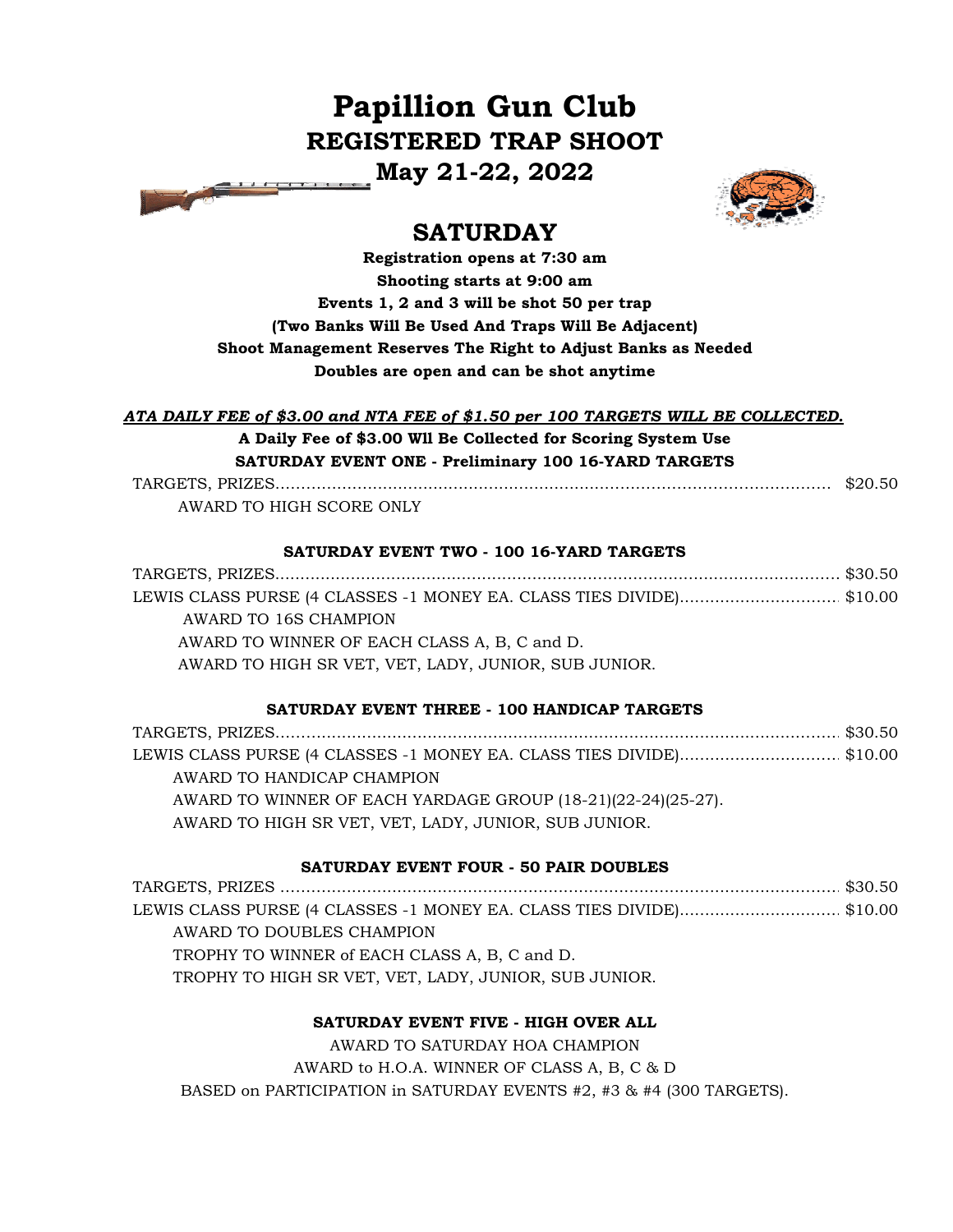# Papillion Gun Club

## REGISTERED TRAP SHOOT

## May 21-22, 2022

## SATURDAY

**Registration opens at 7:30 am**

**Shooting starts at 9:00 am**

**Events 1, 2 and 3 will be shot 50 per trap**

**(Two Banks Will Be Used And Traps Will Be Adjacent)**

**Shoot Management Reserves The Right to Adjust Banks as Needed**

**Doubles are open and can be shot anytime**

***ATA DAILY FEE of $3.00 and NTA FEE of $1.50 per 100 TARGETS WILL BE COLLECTED.***

**A Daily Fee of $3.00 Wll Be Collected for Scoring System Use**

### SATURDAY EVENT ONE - Preliminary 100 16-YARD TARGETS

TARGETS, PRIZES.......................................................................................................... $20.50

AWARD TO HIGH SCORE ONLY

### SATURDAY EVENT TWO - 100 16-YARD TARGETS

TARGETS, PRIZES.......................................................................................................... $30.50

LEWIS CLASS PURSE (4 CLASSES -1 MONEY EA. CLASS TIES DIVIDE)............................... $10.00

AWARD TO 16S CHAMPION

AWARD TO WINNER OF EACH CLASS A, B, C and D.

AWARD TO HIGH SR VET, VET, LADY, JUNIOR, SUB JUNIOR.

### SATURDAY EVENT THREE - 100 HANDICAP TARGETS

TARGETS, PRIZES.......................................................................................................... $30.50

LEWIS CLASS PURSE (4 CLASSES -1 MONEY EA. CLASS TIES DIVIDE)............................... $10.00

AWARD TO HANDICAP CHAMPION

AWARD TO WINNER OF EACH YARDAGE GROUP (18-21)(22-24)(25-27).

AWARD TO HIGH SR VET, VET, LADY, JUNIOR, SUB JUNIOR.

### SATURDAY EVENT FOUR - 50 PAIR DOUBLES

TARGETS, PRIZES .......................................................................................................... $30.50

LEWIS CLASS PURSE (4 CLASSES -1 MONEY EA. CLASS TIES DIVIDE)............................... $10.00

AWARD TO DOUBLES CHAMPION

TROPHY TO WINNER of EACH CLASS A, B, C and D.

TROPHY TO HIGH SR VET, VET, LADY, JUNIOR, SUB JUNIOR.

### SATURDAY EVENT FIVE - HIGH OVER ALL

AWARD TO SATURDAY HOA CHAMPION

AWARD to H.O.A. WINNER OF CLASS A, B, C & D

BASED on PARTICIPATION in SATURDAY EVENTS #2, #3 & #4 (300 TARGETS).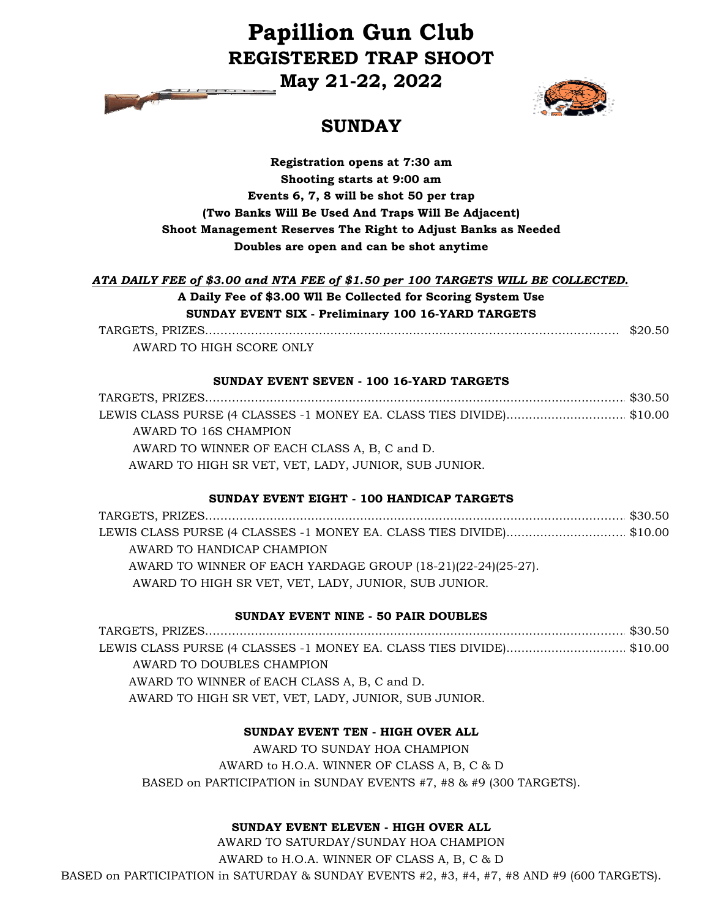# Papillion Gun Club

## REGISTERED TRAP SHOOT

## May 21-22, 2022

## SUNDAY

**Registration opens at 7:30 am**
**Shooting starts at 9:00 am**
**Events 6, 7, 8 will be shot 50 per trap**
**(Two Banks Will Be Used And Traps Will Be Adjacent)**
**Shoot Management Reserves The Right to Adjust Banks as Needed**
**Doubles are open and can be shot anytime**

***ATA DAILY FEE of $3.00 and NTA FEE of $1.50 per 100 TARGETS WILL BE COLLECTED.***

**A Daily Fee of $3.00 Wll Be Collected for Scoring System Use**

**SUNDAY EVENT SIX - Preliminary 100 16-YARD TARGETS**

TARGETS, PRIZES.......................................................... $20.50

AWARD TO HIGH SCORE ONLY

**SUNDAY EVENT SEVEN - 100 16-YARD TARGETS**

TARGETS, PRIZES.......................................................... $30.50

LEWIS CLASS PURSE (4 CLASSES -1 MONEY EA. CLASS TIES DIVIDE)............ $10.00

AWARD TO 16S CHAMPION

AWARD TO WINNER OF EACH CLASS A, B, C and D.

AWARD TO HIGH SR VET, VET, LADY, JUNIOR, SUB JUNIOR.

**SUNDAY EVENT EIGHT - 100 HANDICAP TARGETS**

TARGETS, PRIZES.......................................................... $30.50

LEWIS CLASS PURSE (4 CLASSES -1 MONEY EA. CLASS TIES DIVIDE)............ $10.00

AWARD TO HANDICAP CHAMPION

AWARD TO WINNER OF EACH YARDAGE GROUP (18-21)(22-24)(25-27).

AWARD TO HIGH SR VET, VET, LADY, JUNIOR, SUB JUNIOR.

**SUNDAY EVENT NINE - 50 PAIR DOUBLES**

TARGETS, PRIZES.......................................................... $30.50

LEWIS CLASS PURSE (4 CLASSES -1 MONEY EA. CLASS TIES DIVIDE)............ $10.00

AWARD TO DOUBLES CHAMPION

AWARD TO WINNER of EACH CLASS A, B, C and D.

AWARD TO HIGH SR VET, VET, LADY, JUNIOR, SUB JUNIOR.

**SUNDAY EVENT TEN - HIGH OVER ALL**

AWARD TO SUNDAY HOA CHAMPION

AWARD to H.O.A. WINNER OF CLASS A, B, C & D

BASED on PARTICIPATION in SUNDAY EVENTS #7, #8 & #9 (300 TARGETS).

**SUNDAY EVENT ELEVEN - HIGH OVER ALL**

AWARD TO SATURDAY/SUNDAY HOA CHAMPION

AWARD to H.O.A. WINNER OF CLASS A, B, C & D

BASED on PARTICIPATION in SATURDAY & SUNDAY EVENTS #2, #3, #4, #7, #8 AND #9 (600 TARGETS).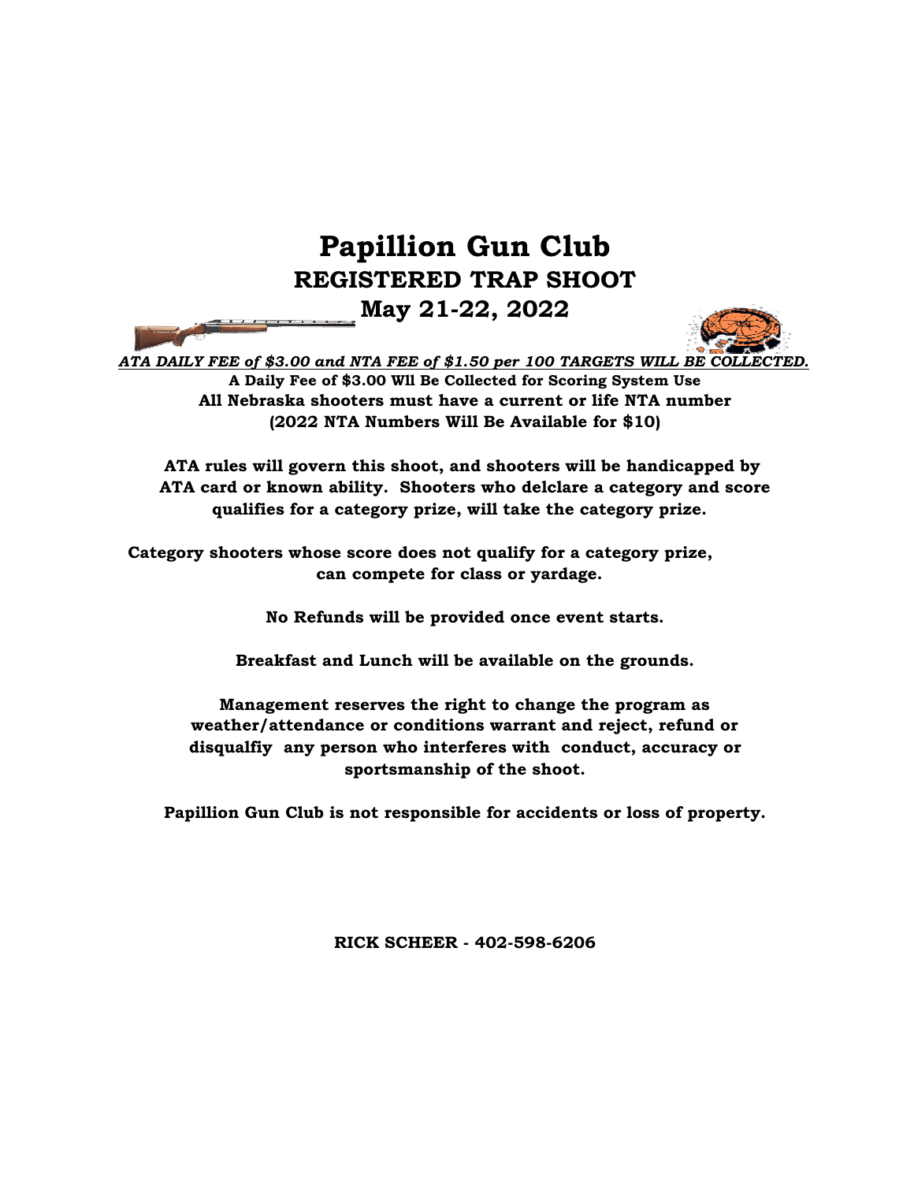# Papillion Gun Club

## REGISTERED TRAP SHOOT

## May 21-22, 2022

***ATA DAILY FEE of $3.00 and NTA FEE of $1.50 per 100 TARGETS WILL BE COLLECTED.***

**A Daily Fee of $3.00 Wll Be Collected for Scoring System Use**

**All Nebraska shooters must have a current or life NTA number**

**(2022 NTA Numbers Will Be Available for $10)**

**ATA rules will govern this shoot, and shooters will be handicapped by ATA card or known ability. Shooters who delclare a category and score qualifies for a category prize, will take the category prize.**

**Category shooters whose score does not qualify for a category prize, can compete for class or yardage.**

**No Refunds will be provided once event starts.**

**Breakfast and Lunch will be available on the grounds.**

**Management reserves the right to change the program as weather/attendance or conditions warrant and reject, refund or disqualfiy any person who interferes with conduct, accuracy or sportsmanship of the shoot.**

**Papillion Gun Club is not responsible for accidents or loss of property.**

**RICK SCHEER - 402-598-6206**